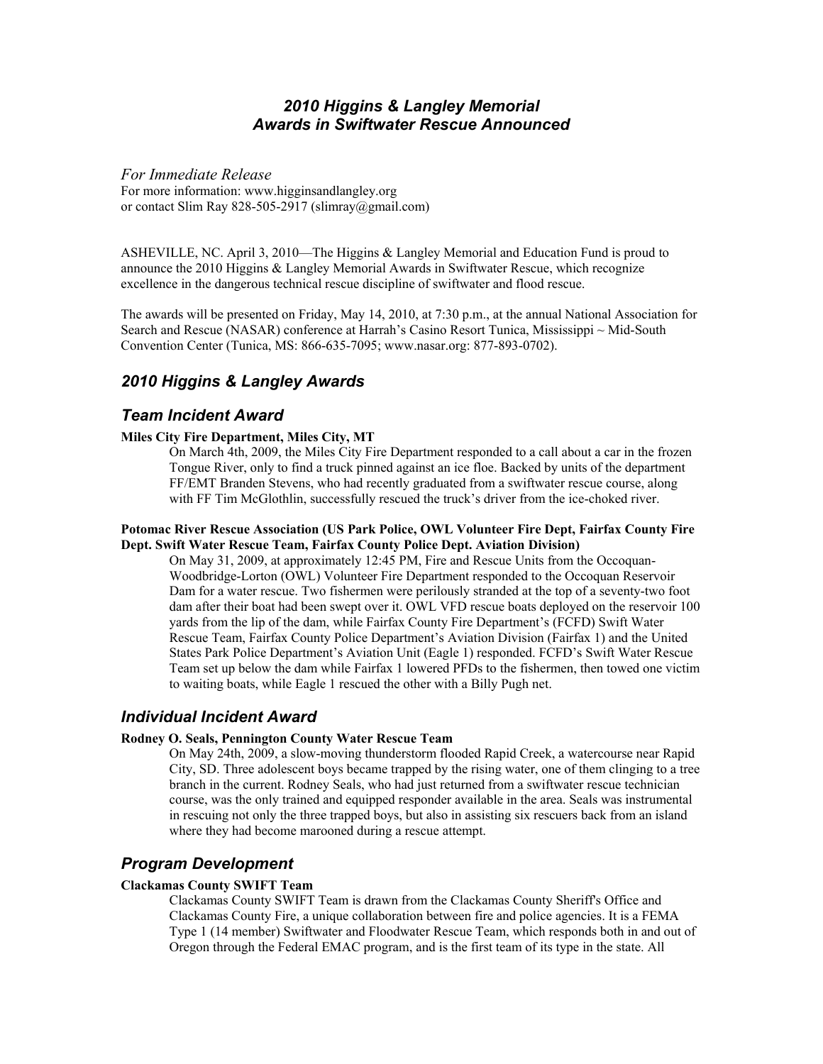# *2010 Higgins & Langley Memorial Awards in Swiftwater Rescue Announced*

*For Immediate Release*
For more information: www.higginsandlangley.org
or contact Slim Ray 828-505-2917 (slimray@gmail.com)

ASHEVILLE, NC. April 3, 2010—The Higgins & Langley Memorial and Education Fund is proud to announce the 2010 Higgins & Langley Memorial Awards in Swiftwater Rescue, which recognize excellence in the dangerous technical rescue discipline of swiftwater and flood rescue.

The awards will be presented on Friday, May 14, 2010, at 7:30 p.m., at the annual National Association for Search and Rescue (NASAR) conference at Harrah's Casino Resort Tunica, Mississippi ~ Mid-South Convention Center (Tunica, MS: 866-635-7095; www.nasar.org: 877-893-0702).

## *2010 Higgins & Langley Awards*

## *Team Incident Award*

**Miles City Fire Department, Miles City, MT**

On March 4th, 2009, the Miles City Fire Department responded to a call about a car in the frozen Tongue River, only to find a truck pinned against an ice floe. Backed by units of the department FF/EMT Branden Stevens, who had recently graduated from a swiftwater rescue course, along with FF Tim McGlothlin, successfully rescued the truck's driver from the ice-choked river.

**Potomac River Rescue Association (US Park Police, OWL Volunteer Fire Dept, Fairfax County Fire Dept. Swift Water Rescue Team, Fairfax County Police Dept. Aviation Division)**

On May 31, 2009, at approximately 12:45 PM, Fire and Rescue Units from the Occoquan-Woodbridge-Lorton (OWL) Volunteer Fire Department responded to the Occoquan Reservoir Dam for a water rescue. Two fishermen were perilously stranded at the top of a seventy-two foot dam after their boat had been swept over it. OWL VFD rescue boats deployed on the reservoir 100 yards from the lip of the dam, while Fairfax County Fire Department's (FCFD) Swift Water Rescue Team, Fairfax County Police Department's Aviation Division (Fairfax 1) and the United States Park Police Department's Aviation Unit (Eagle 1) responded. FCFD's Swift Water Rescue Team set up below the dam while Fairfax 1 lowered PFDs to the fishermen, then towed one victim to waiting boats, while Eagle 1 rescued the other with a Billy Pugh net.

## *Individual Incident Award*

**Rodney O. Seals, Pennington County Water Rescue Team**

On May 24th, 2009, a slow-moving thunderstorm flooded Rapid Creek, a watercourse near Rapid City, SD. Three adolescent boys became trapped by the rising water, one of them clinging to a tree branch in the current. Rodney Seals, who had just returned from a swiftwater rescue technician course, was the only trained and equipped responder available in the area. Seals was instrumental in rescuing not only the three trapped boys, but also in assisting six rescuers back from an island where they had become marooned during a rescue attempt.

## *Program Development*

**Clackamas County SWIFT Team**

Clackamas County SWIFT Team is drawn from the Clackamas County Sheriff's Office and Clackamas County Fire, a unique collaboration between fire and police agencies. It is a FEMA Type 1 (14 member) Swiftwater and Floodwater Rescue Team, which responds both in and out of Oregon through the Federal EMAC program, and is the first team of its type in the state. All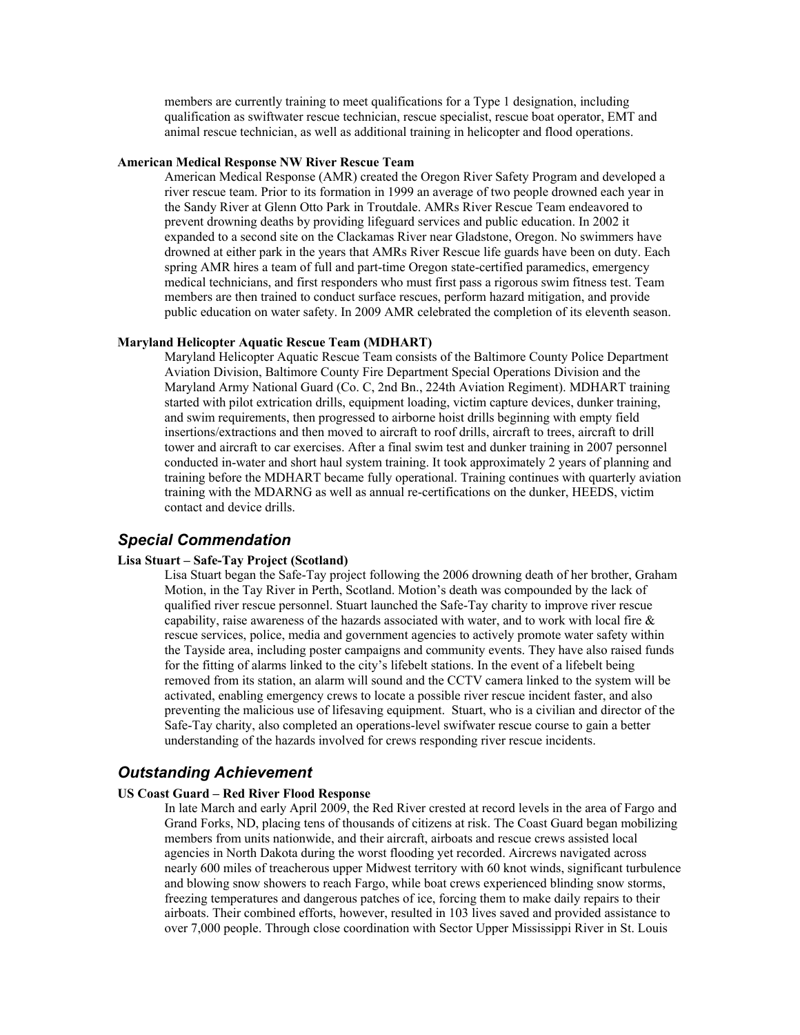members are currently training to meet qualifications for a Type 1 designation, including qualification as swiftwater rescue technician, rescue specialist, rescue boat operator, EMT and animal rescue technician, as well as additional training in helicopter and flood operations.

**American Medical Response NW River Rescue Team**

American Medical Response (AMR) created the Oregon River Safety Program and developed a river rescue team. Prior to its formation in 1999 an average of two people drowned each year in the Sandy River at Glenn Otto Park in Troutdale. AMRs River Rescue Team endeavored to prevent drowning deaths by providing lifeguard services and public education. In 2002 it expanded to a second site on the Clackamas River near Gladstone, Oregon. No swimmers have drowned at either park in the years that AMRs River Rescue life guards have been on duty. Each spring AMR hires a team of full and part-time Oregon state-certified paramedics, emergency medical technicians, and first responders who must first pass a rigorous swim fitness test. Team members are then trained to conduct surface rescues, perform hazard mitigation, and provide public education on water safety. In 2009 AMR celebrated the completion of its eleventh season.

**Maryland Helicopter Aquatic Rescue Team (MDHART)**

Maryland Helicopter Aquatic Rescue Team consists of the Baltimore County Police Department Aviation Division, Baltimore County Fire Department Special Operations Division and the Maryland Army National Guard (Co. C, 2nd Bn., 224th Aviation Regiment). MDHART training started with pilot extrication drills, equipment loading, victim capture devices, dunker training, and swim requirements, then progressed to airborne hoist drills beginning with empty field insertions/extractions and then moved to aircraft to roof drills, aircraft to trees, aircraft to drill tower and aircraft to car exercises. After a final swim test and dunker training in 2007 personnel conducted in-water and short haul system training. It took approximately 2 years of planning and training before the MDHART became fully operational. Training continues with quarterly aviation training with the MDARNG as well as annual re-certifications on the dunker, HEEDS, victim contact and device drills.

## *Special Commendation*

**Lisa Stuart – Safe-Tay Project (Scotland)**

Lisa Stuart began the Safe-Tay project following the 2006 drowning death of her brother, Graham Motion, in the Tay River in Perth, Scotland. Motion's death was compounded by the lack of qualified river rescue personnel. Stuart launched the Safe-Tay charity to improve river rescue capability, raise awareness of the hazards associated with water, and to work with local fire & rescue services, police, media and government agencies to actively promote water safety within the Tayside area, including poster campaigns and community events. They have also raised funds for the fitting of alarms linked to the city's lifebelt stations. In the event of a lifebelt being removed from its station, an alarm will sound and the CCTV camera linked to the system will be activated, enabling emergency crews to locate a possible river rescue incident faster, and also preventing the malicious use of lifesaving equipment. Stuart, who is a civilian and director of the Safe-Tay charity, also completed an operations-level swifwater rescue course to gain a better understanding of the hazards involved for crews responding river rescue incidents.

## *Outstanding Achievement*

**US Coast Guard – Red River Flood Response**

In late March and early April 2009, the Red River crested at record levels in the area of Fargo and Grand Forks, ND, placing tens of thousands of citizens at risk. The Coast Guard began mobilizing members from units nationwide, and their aircraft, airboats and rescue crews assisted local agencies in North Dakota during the worst flooding yet recorded. Aircrews navigated across nearly 600 miles of treacherous upper Midwest territory with 60 knot winds, significant turbulence and blowing snow showers to reach Fargo, while boat crews experienced blinding snow storms, freezing temperatures and dangerous patches of ice, forcing them to make daily repairs to their airboats. Their combined efforts, however, resulted in 103 lives saved and provided assistance to over 7,000 people. Through close coordination with Sector Upper Mississippi River in St. Louis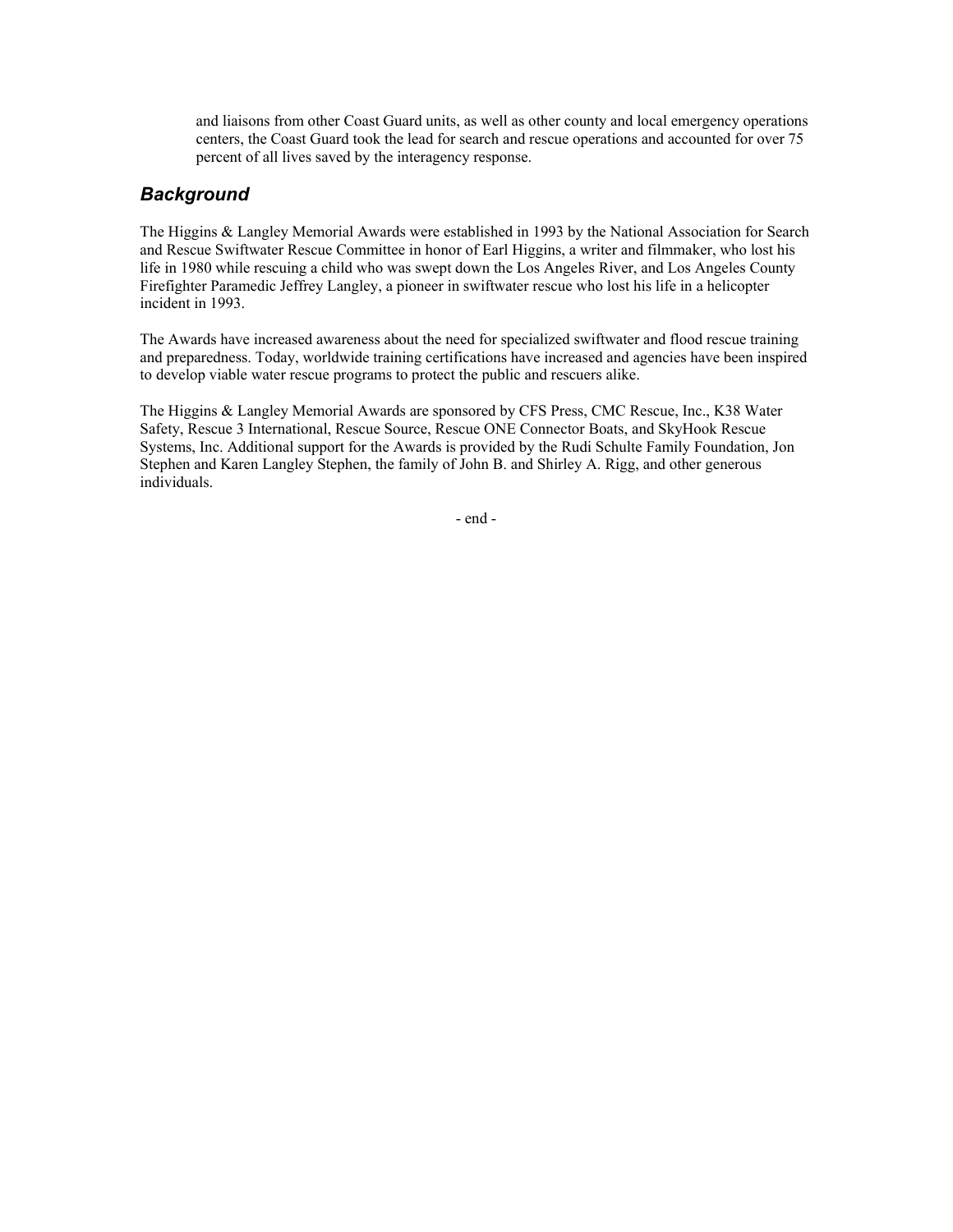and liaisons from other Coast Guard units, as well as other county and local emergency operations centers, the Coast Guard took the lead for search and rescue operations and accounted for over 75 percent of all lives saved by the interagency response.

## *Background*

The Higgins & Langley Memorial Awards were established in 1993 by the National Association for Search and Rescue Swiftwater Rescue Committee in honor of Earl Higgins, a writer and filmmaker, who lost his life in 1980 while rescuing a child who was swept down the Los Angeles River, and Los Angeles County Firefighter Paramedic Jeffrey Langley, a pioneer in swiftwater rescue who lost his life in a helicopter incident in 1993.

The Awards have increased awareness about the need for specialized swiftwater and flood rescue training and preparedness. Today, worldwide training certifications have increased and agencies have been inspired to develop viable water rescue programs to protect the public and rescuers alike.

The Higgins & Langley Memorial Awards are sponsored by CFS Press, CMC Rescue, Inc., K38 Water Safety, Rescue 3 International, Rescue Source, Rescue ONE Connector Boats, and SkyHook Rescue Systems, Inc. Additional support for the Awards is provided by the Rudi Schulte Family Foundation, Jon Stephen and Karen Langley Stephen, the family of John B. and Shirley A. Rigg, and other generous individuals.

- end -